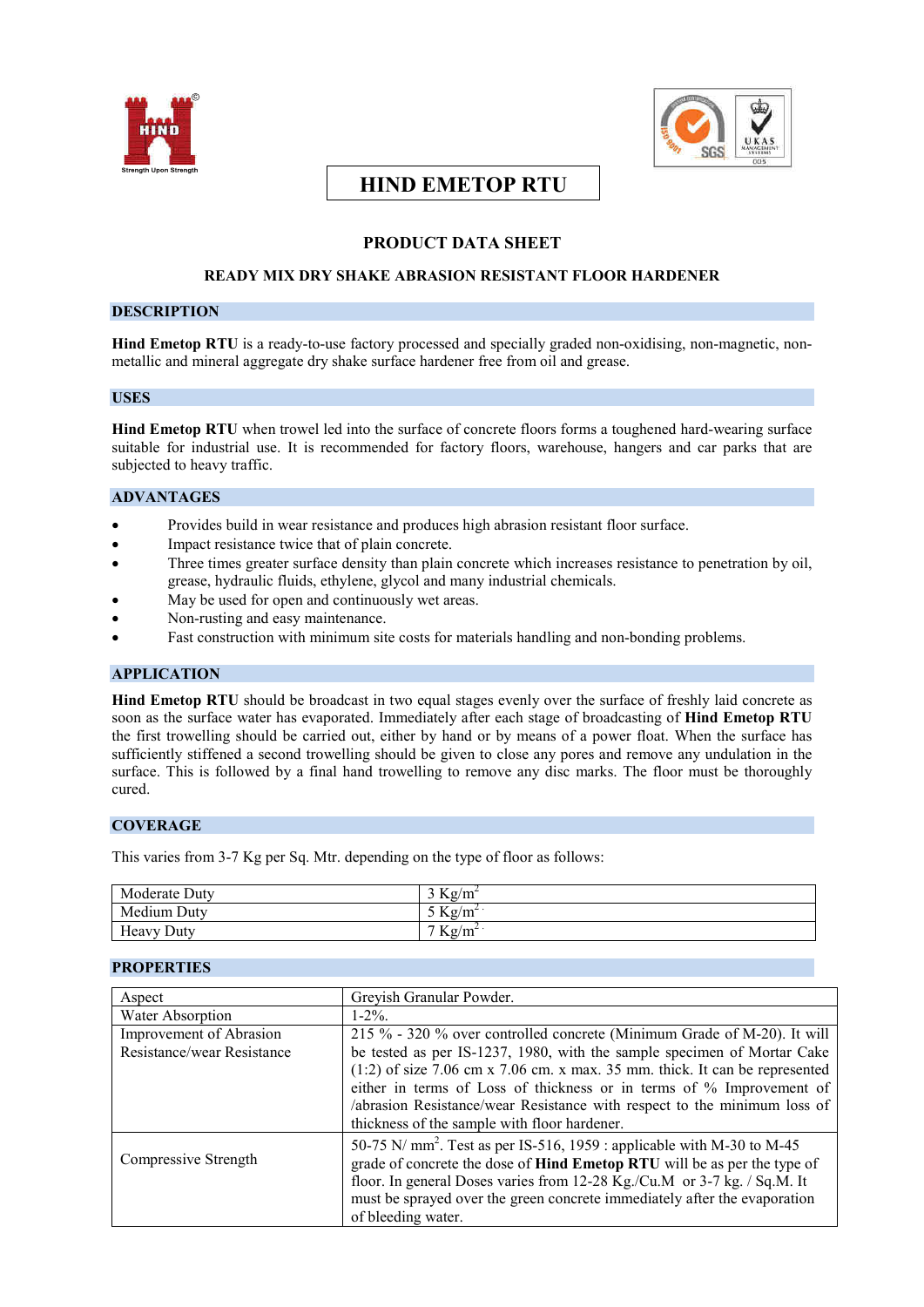# HIND EMETOP RTU

## PRODUCT DATA SHEET

### READY MIX DRY SHAKE ABRASION RESISTANT FLOOR HARDENER

## DESCRIPTION

**Hind Emetop RTU** is a ready-to-use factory processed and specially graded non-oxidising, non-magnetic, non-metallic and mineral aggregate dry shake surface hardener free from oil and grease.

## USES

**Hind Emetop RTU** when trowel led into the surface of concrete floors forms a toughened hard-wearing surface suitable for industrial use. It is recommended for factory floors, warehouse, hangers and car parks that are subjected to heavy traffic.

## ADVANTAGES

- Provides build in wear resistance and produces high abrasion resistant floor surface.
- Impact resistance twice that of plain concrete.
- Three times greater surface density than plain concrete which increases resistance to penetration by oil, grease, hydraulic fluids, ethylene, glycol and many industrial chemicals.
- May be used for open and continuously wet areas.
- Non-rusting and easy maintenance.
- Fast construction with minimum site costs for materials handling and non-bonding problems.

## APPLICATION

**Hind Emetop RTU** should be broadcast in two equal stages evenly over the surface of freshly laid concrete as soon as the surface water has evaporated. Immediately after each stage of broadcasting of **Hind Emetop RTU** the first trowelling should be carried out, either by hand or by means of a power float. When the surface has sufficiently stiffened a second trowelling should be given to close any pores and remove any undulation in the surface. This is followed by a final hand trowelling to remove any disc marks. The floor must be thoroughly cured.

## COVERAGE

This varies from 3-7 Kg per Sq. Mtr. depending on the type of floor as follows:

| | |
|---|---|
| Moderate Duty | 3 Kg/m$^2$ |
| Medium Duty | 5 Kg/m$^2$ |
| Heavy Duty | 7 Kg/m$^2$ |

## PROPERTIES

| | |
|---|---|
| Aspect | Greyish Granular Powder. |
| Water Absorption | 1-2%. |
| Improvement of Abrasion Resistance/wear Resistance | 215 % - 320 % over controlled concrete (Minimum Grade of M-20). It will be tested as per IS-1237, 1980, with the sample specimen of Mortar Cake (1:2) of size 7.06 cm x 7.06 cm. x max. 35 mm. thick. It can be represented either in terms of Loss of thickness or in terms of % Improvement of /abrasion Resistance/wear Resistance with respect to the minimum loss of thickness of the sample with floor hardener. |
| Compressive Strength | 50-75 N/ mm$^2$. Test as per IS-516, 1959 : applicable with M-30 to M-45 grade of concrete the dose of **Hind Emetop RTU** will be as per the type of floor. In general Doses varies from 12-28 Kg./Cu.M or 3-7 kg. / Sq.M. It must be sprayed over the green concrete immediately after the evaporation of bleeding water. |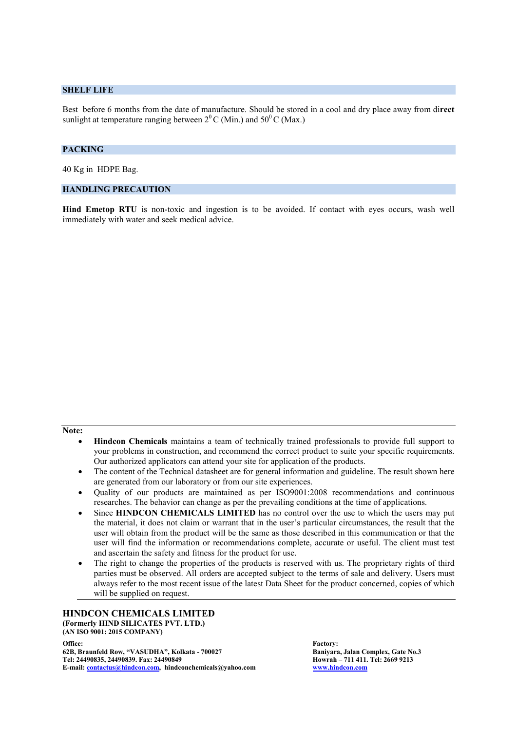## SHELF LIFE

Best before 6 months from the date of manufacture. Should be stored in a cool and dry place away from di**rect** sunlight at temperature ranging between $2^0$ C (Min.) and $50^0$ C (Max.)

## PACKING

40 Kg in HDPE Bag.

## HANDLING PRECAUTION

**Hind Emetop RTU** is non-toxic and ingestion is to be avoided. If contact with eyes occurs, wash well immediately with water and seek medical advice.

---

**Note:**

- **Hindcon Chemicals** maintains a team of technically trained professionals to provide full support to your problems in construction, and recommend the correct product to suite your specific requirements. Our authorized applicators can attend your site for application of the products.
- The content of the Technical datasheet are for general information and guideline. The result shown here are generated from our laboratory or from our site experiences.
- Quality of our products are maintained as per ISO9001:2008 recommendations and continuous researches. The behavior can change as per the prevailing conditions at the time of applications.
- Since **HINDCON CHEMICALS LIMITED** has no control over the use to which the users may put the material, it does not claim or warrant that in the user's particular circumstances, the result that the user will obtain from the product will be the same as those described in this communication or that the user will find the information or recommendations complete, accurate or useful. The client must test and ascertain the safety and fitness for the product for use.
- The right to change the properties of the products is reserved with us. The proprietary rights of third parties must be observed. All orders are accepted subject to the terms of sale and delivery. Users must always refer to the most recent issue of the latest Data Sheet for the product concerned, copies of which will be supplied on request.

---

**HINDCON CHEMICALS LIMITED**
**(Formerly HIND SILICATES PVT. LTD.)**
**(AN ISO 9001: 2015 COMPANY)**

**Office:**
**62B, Braunfeld Row, "VASUDHA", Kolkata - 700027**
**Tel: 24490835, 24490839. Fax: 24490849**
**E-mail: contactus@hindcon.com, hindconchemicals@yahoo.com**

**Factory:**
**Baniyara, Jalan Complex, Gate No.3**
**Howrah – 711 411. Tel: 2669 9213**
**www.hindcon.com**